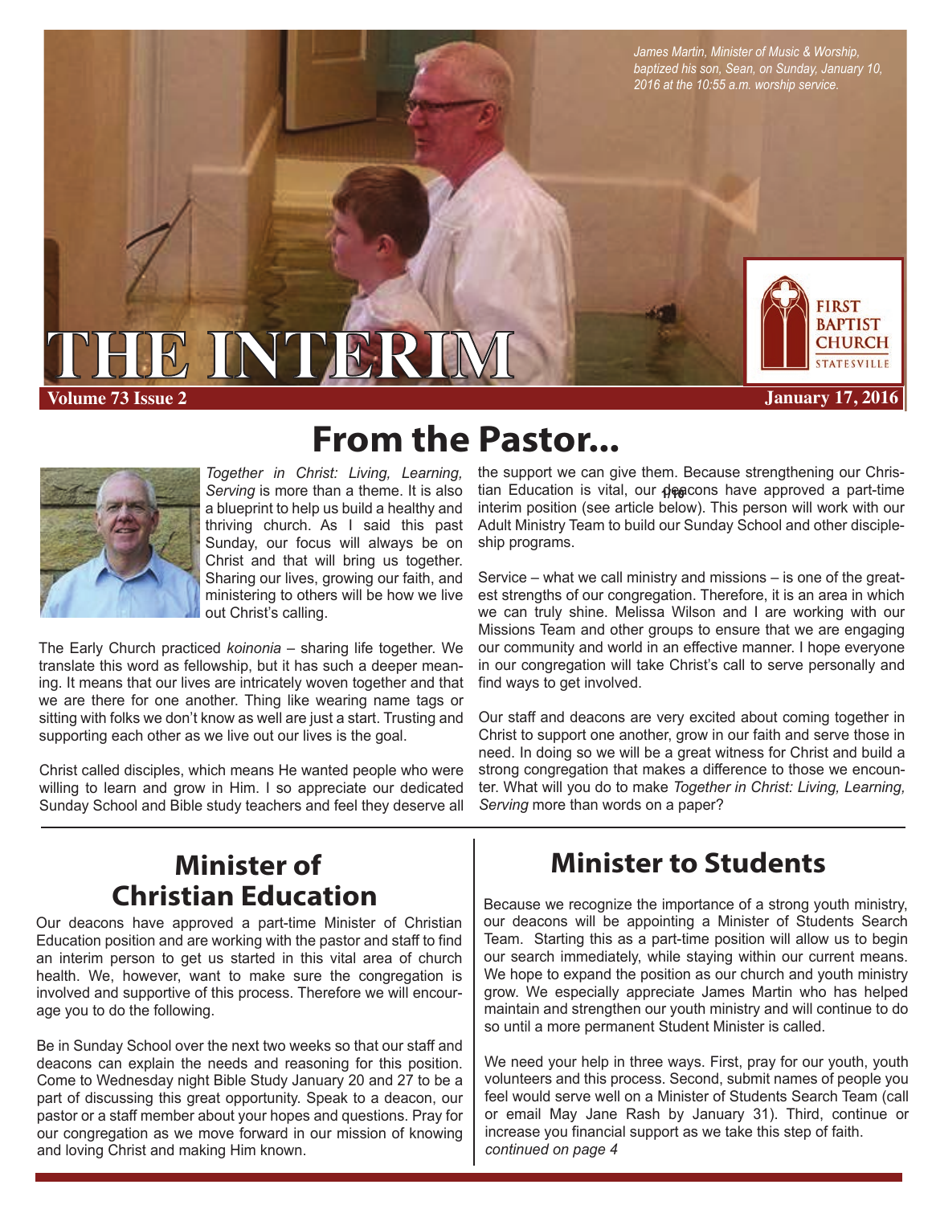*James Martin, Minister of Music & Worship, baptized his son, Sean, on Sunday, January 10, 2016 at the 10:55 a.m. worship service.*

# THE INTERIM

FIRST BAPTIST CHURCH STATESVILLE

**Volume 73 Issue 2** **January 17, 2016**

## From the Pastor...

*Together in Christ: Living, Learning, Serving* is more than a theme. It is also a blueprint to help us build a healthy and thriving church. As I said this past Sunday, our focus will always be on Christ and that will bring us together. Sharing our lives, growing our faith, and ministering to others will be how we live out Christ's calling.

The Early Church practiced *koinonia* – sharing life together. We translate this word as fellowship, but it has such a deeper meaning. It means that our lives are intricately woven together and that we are there for one another. Thing like wearing name tags or sitting with folks we don't know as well are just a start. Trusting and supporting each other as we live out our lives is the goal.

Christ called disciples, which means He wanted people who were willing to learn and grow in Him. I so appreciate our dedicated Sunday School and Bible study teachers and feel they deserve all the support we can give them. Because strengthening our Christian Education is vital, our deacons have approved a part-time interim position (see article below). This person will work with our Adult Ministry Team to build our Sunday School and other discipleship programs.

Service – what we call ministry and missions – is one of the greatest strengths of our congregation. Therefore, it is an area in which we can truly shine. Melissa Wilson and I are working with our Missions Team and other groups to ensure that we are engaging our community and world in an effective manner. I hope everyone in our congregation will take Christ's call to serve personally and find ways to get involved.

Our staff and deacons are very excited about coming together in Christ to support one another, grow in our faith and serve those in need. In doing so we will be a great witness for Christ and build a strong congregation that makes a difference to those we encounter. What will you do to make *Together in Christ: Living, Learning, Serving* more than words on a paper?

## Minister of Christian Education

Our deacons have approved a part-time Minister of Christian Education position and are working with the pastor and staff to find an interim person to get us started in this vital area of church health. We, however, want to make sure the congregation is involved and supportive of this process. Therefore we will encourage you to do the following.

Be in Sunday School over the next two weeks so that our staff and deacons can explain the needs and reasoning for this position. Come to Wednesday night Bible Study January 20 and 27 to be a part of discussing this great opportunity. Speak to a deacon, our pastor or a staff member about your hopes and questions. Pray for our congregation as we move forward in our mission of knowing and loving Christ and making Him known.

## Minister to Students

Because we recognize the importance of a strong youth ministry, our deacons will be appointing a Minister of Students Search Team. Starting this as a part-time position will allow us to begin our search immediately, while staying within our current means. We hope to expand the position as our church and youth ministry grow. We especially appreciate James Martin who has helped maintain and strengthen our youth ministry and will continue to do so until a more permanent Student Minister is called.

We need your help in three ways. First, pray for our youth, youth volunteers and this process. Second, submit names of people you feel would serve well on a Minister of Students Search Team (call or email May Jane Rash by January 31). Third, continue or increase you financial support as we take this step of faith.

*continued on page 4*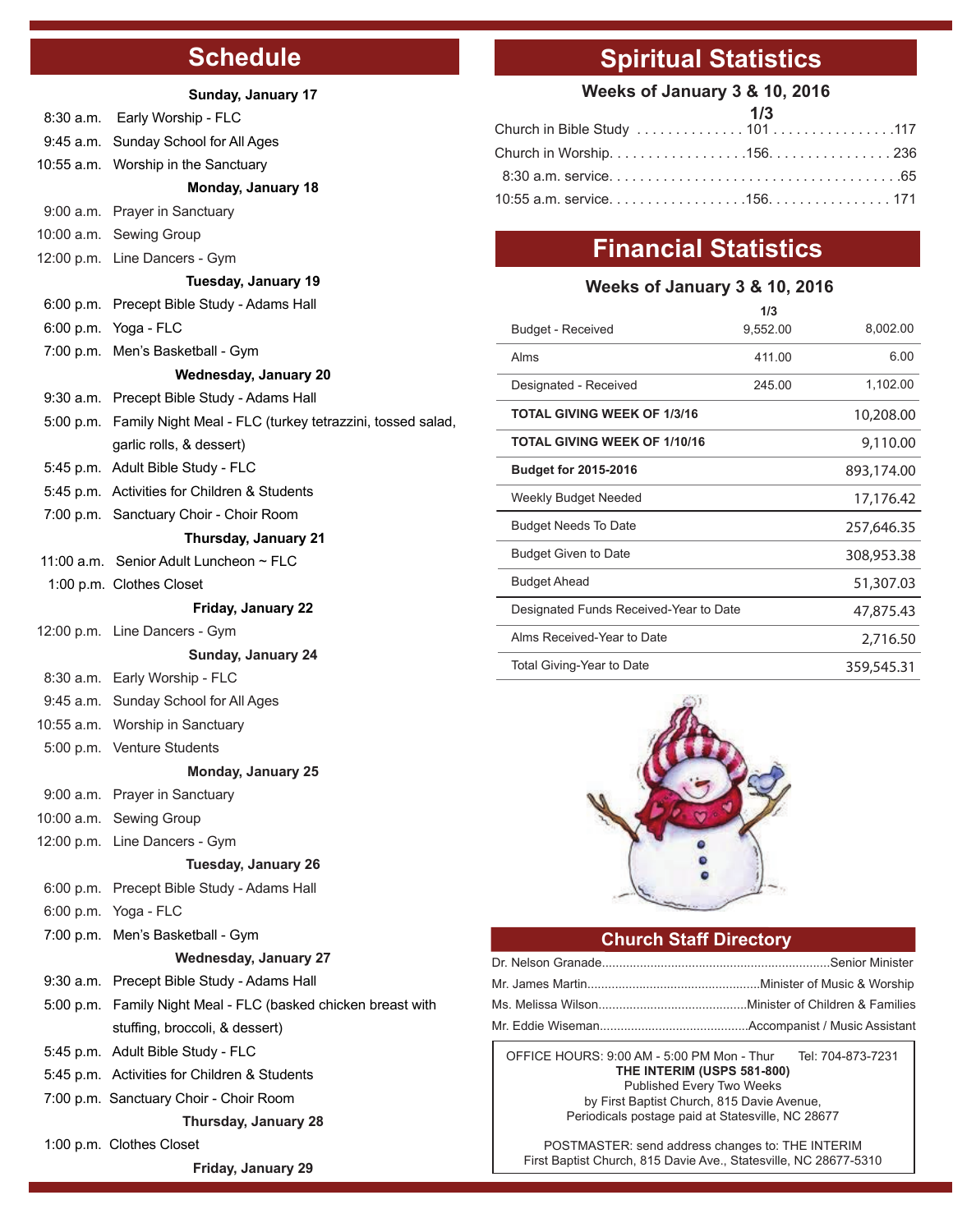## Schedule

**Sunday, January 17**

8:30 a.m. Early Worship - FLC
9:45 a.m. Sunday School for All Ages
10:55 a.m. Worship in the Sanctuary

**Monday, January 18**

9:00 a.m. Prayer in Sanctuary
10:00 a.m. Sewing Group
12:00 p.m. Line Dancers - Gym

**Tuesday, January 19**

6:00 p.m. Precept Bible Study - Adams Hall
6:00 p.m. Yoga - FLC
7:00 p.m. Men's Basketball - Gym

**Wednesday, January 20**

9:30 a.m. Precept Bible Study - Adams Hall
5:00 p.m. Family Night Meal - FLC (turkey tetrazzini, tossed salad, garlic rolls, & dessert)
5:45 p.m. Adult Bible Study - FLC
5:45 p.m. Activities for Children & Students
7:00 p.m. Sanctuary Choir - Choir Room

**Thursday, January 21**

11:00 a.m. Senior Adult Luncheon ~ FLC
1:00 p.m. Clothes Closet

**Friday, January 22**

12:00 p.m. Line Dancers - Gym

**Sunday, January 24**

8:30 a.m. Early Worship - FLC
9:45 a.m. Sunday School for All Ages
10:55 a.m. Worship in Sanctuary
5:00 p.m. Venture Students

**Monday, January 25**

9:00 a.m. Prayer in Sanctuary
10:00 a.m. Sewing Group
12:00 p.m. Line Dancers - Gym

**Tuesday, January 26**

6:00 p.m. Precept Bible Study - Adams Hall
6:00 p.m. Yoga - FLC
7:00 p.m. Men's Basketball - Gym

**Wednesday, January 27**

9:30 a.m. Precept Bible Study - Adams Hall
5:00 p.m. Family Night Meal - FLC (basked chicken breast with stuffing, broccoli, & dessert)
5:45 p.m. Adult Bible Study - FLC
5:45 p.m. Activities for Children & Students
7:00 p.m. Sanctuary Choir - Choir Room

**Thursday, January 28**

1:00 p.m. Clothes Closet

**Friday, January 29**

## Spiritual Statistics

**Weeks of January 3 & 10, 2016**

| | 1/3 | |
|---|---|---|
| Church in Bible Study | 101 | 117 |
| Church in Worship | 156 | 236 |
| 8:30 a.m. service | | 65 |
| 10:55 a.m. service | 156 | 171 |

## Financial Statistics

**Weeks of January 3 & 10, 2016**

| | 1/3 | |
|---|---|---|
| Budget - Received | 9,552.00 | 8,002.00 |
| Alms | 411.00 | 6.00 |
| Designated - Received | 245.00 | 1,102.00 |
| **TOTAL GIVING WEEK OF 1/3/16** | | 10,208.00 |
| **TOTAL GIVING WEEK OF 1/10/16** | | 9,110.00 |
| **Budget for 2015-2016** | | 893,174.00 |
| Weekly Budget Needed | | 17,176.42 |
| Budget Needs To Date | | 257,646.35 |
| Budget Given to Date | | 308,953.38 |
| Budget Ahead | | 51,307.03 |
| Designated Funds Received-Year to Date | | 47,875.43 |
| Alms Received-Year to Date | | 2,716.50 |
| Total Giving-Year to Date | | 359,545.31 |

## Church Staff Directory

Dr. Nelson Granade....Senior Minister
Mr. James Martin....Minister of Music & Worship
Ms. Melissa Wilson....Minister of Children & Families
Mr. Eddie Wiseman....Accompanist / Music Assistant

OFFICE HOURS: 9:00 AM - 5:00 PM Mon - Thur Tel: 704-873-7231
**THE INTERIM (USPS 581-800)**
Published Every Two Weeks
by First Baptist Church, 815 Davie Avenue,
Periodicals postage paid at Statesville, NC 28677

POSTMASTER: send address changes to: THE INTERIM
First Baptist Church, 815 Davie Ave., Statesville, NC 28677-5310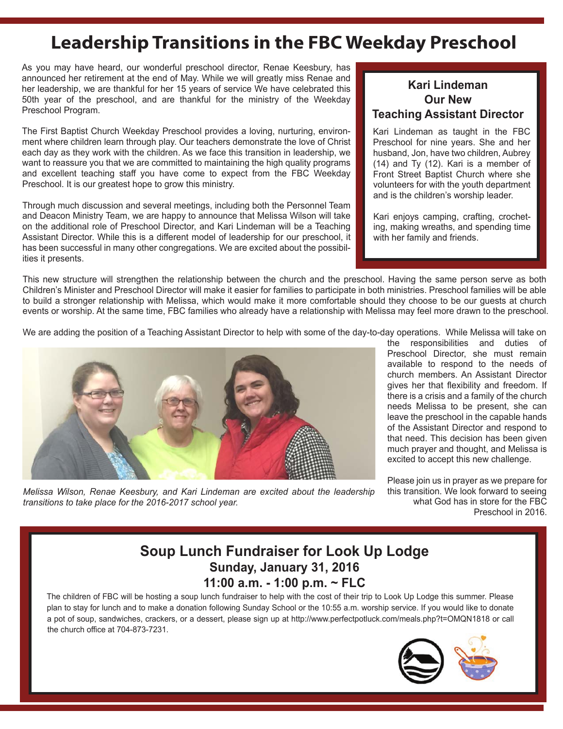# Leadership Transitions in the FBC Weekday Preschool

As you may have heard, our wonderful preschool director, Renae Keesbury, has announced her retirement at the end of May. While we will greatly miss Renae and her leadership, we are thankful for her 15 years of service We have celebrated this 50th year of the preschool, and are thankful for the ministry of the Weekday Preschool Program.

The First Baptist Church Weekday Preschool provides a loving, nurturing, environment where children learn through play. Our teachers demonstrate the love of Christ each day as they work with the children. As we face this transition in leadership, we want to reassure you that we are committed to maintaining the high quality programs and excellent teaching staff you have come to expect from the FBC Weekday Preschool. It is our greatest hope to grow this ministry.

Through much discussion and several meetings, including both the Personnel Team and Deacon Ministry Team, we are happy to announce that Melissa Wilson will take on the additional role of Preschool Director, and Kari Lindeman will be a Teaching Assistant Director. While this is a different model of leadership for our preschool, it has been successful in many other congregations. We are excited about the possibilities it presents.

### Kari Lindeman
### Our New
### Teaching Assistant Director

Kari Lindeman as taught in the FBC Preschool for nine years. She and her husband, Jon, have two children, Aubrey (14) and Ty (12). Kari is a member of Front Street Baptist Church where she volunteers for with the youth department and is the children's worship leader.

Kari enjoys camping, crafting, crocheting, making wreaths, and spending time with her family and friends.

This new structure will strengthen the relationship between the church and the preschool. Having the same person serve as both Children's Minister and Preschool Director will make it easier for families to participate in both ministries. Preschool families will be able to build a stronger relationship with Melissa, which would make it more comfortable should they choose to be our guests at church events or worship. At the same time, FBC families who already have a relationship with Melissa may feel more drawn to the preschool.

We are adding the position of a Teaching Assistant Director to help with some of the day-to-day operations. While Melissa will take on the responsibilities and duties of Preschool Director, she must remain available to respond to the needs of church members. An Assistant Director gives her that flexibility and freedom. If there is a crisis and a family of the church needs Melissa to be present, she can leave the preschool in the capable hands of the Assistant Director and respond to that need. This decision has been given much prayer and thought, and Melissa is excited to accept this new challenge.

*Melissa Wilson, Renae Keesbury, and Kari Lindeman are excited about the leadership transitions to take place for the 2016-2017 school year.*

Please join us in prayer as we prepare for this transition. We look forward to seeing what God has in store for the FBC Preschool in 2016.

## Soup Lunch Fundraiser for Look Up Lodge
### Sunday, January 31, 2016
### 11:00 a.m. - 1:00 p.m. ~ FLC

The children of FBC will be hosting a soup lunch fundraiser to help with the cost of their trip to Look Up Lodge this summer. Please plan to stay for lunch and to make a donation following Sunday School or the 10:55 a.m. worship service. If you would like to donate a pot of soup, sandwiches, crackers, or a dessert, please sign up at http://www.perfectpotluck.com/meals.php?t=OMQN1818 or call the church office at 704-873-7231.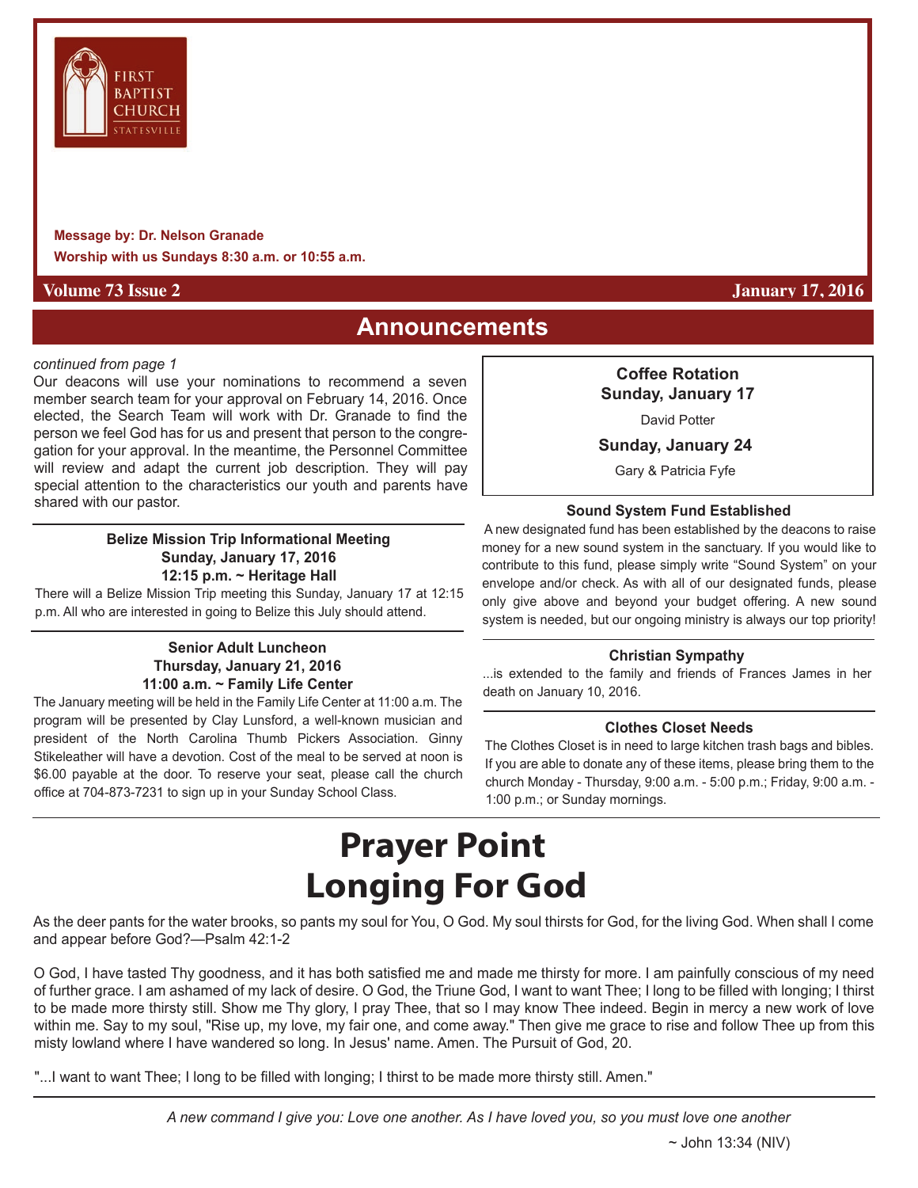FIRST BAPTIST CHURCH STATESVILLE

**Message by: Dr. Nelson Granade**
**Worship with us Sundays 8:30 a.m. or 10:55 a.m.**

**Volume 73 Issue 2** **January 17, 2016**

# Announcements

*continued from page 1*
Our deacons will use your nominations to recommend a seven member search team for your approval on February 14, 2016. Once elected, the Search Team will work with Dr. Granade to find the person we feel God has for us and present that person to the congregation for your approval. In the meantime, the Personnel Committee will review and adapt the current job description. They will pay special attention to the characteristics our youth and parents have shared with our pastor.

### Belize Mission Trip Informational Meeting
**Sunday, January 17, 2016**
**12:15 p.m. ~ Heritage Hall**

There will a Belize Mission Trip meeting this Sunday, January 17 at 12:15 p.m. All who are interested in going to Belize this July should attend.

### Senior Adult Luncheon
**Thursday, January 21, 2016**
**11:00 a.m. ~ Family Life Center**

The January meeting will be held in the Family Life Center at 11:00 a.m. The program will be presented by Clay Lunsford, a well-known musician and president of the North Carolina Thumb Pickers Association. Ginny Stikeleather will have a devotion. Cost of the meal to be served at noon is $6.00 payable at the door. To reserve your seat, please call the church office at 704-873-7231 to sign up in your Sunday School Class.

### Coffee Rotation
**Sunday, January 17**

David Potter

**Sunday, January 24**

Gary & Patricia Fyfe

### Sound System Fund Established

A new designated fund has been established by the deacons to raise money for a new sound system in the sanctuary. If you would like to contribute to this fund, please simply write "Sound System" on your envelope and/or check. As with all of our designated funds, please only give above and beyond your budget offering. A new sound system is needed, but our ongoing ministry is always our top priority!

### Christian Sympathy

...is extended to the family and friends of Frances James in her death on January 10, 2016.

### Clothes Closet Needs

The Clothes Closet is in need to large kitchen trash bags and bibles. If you are able to donate any of these items, please bring them to the church Monday - Thursday, 9:00 a.m. - 5:00 p.m.; Friday, 9:00 a.m. - 1:00 p.m.; or Sunday mornings.

# Prayer Point
# Longing For God

As the deer pants for the water brooks, so pants my soul for You, O God. My soul thirsts for God, for the living God. When shall I come and appear before God?—Psalm 42:1-2

O God, I have tasted Thy goodness, and it has both satisfied me and made me thirsty for more. I am painfully conscious of my need of further grace. I am ashamed of my lack of desire. O God, the Triune God, I want to want Thee; I long to be filled with longing; I thirst to be made more thirsty still. Show me Thy glory, I pray Thee, that so I may know Thee indeed. Begin in mercy a new work of love within me. Say to my soul, "Rise up, my love, my fair one, and come away." Then give me grace to rise and follow Thee up from this misty lowland where I have wandered so long. In Jesus' name. Amen. The Pursuit of God, 20.

"...I want to want Thee; I long to be filled with longing; I thirst to be made more thirsty still. Amen."

*A new command I give you: Love one another. As I have loved you, so you must love one another*

~ John 13:34 (NIV)